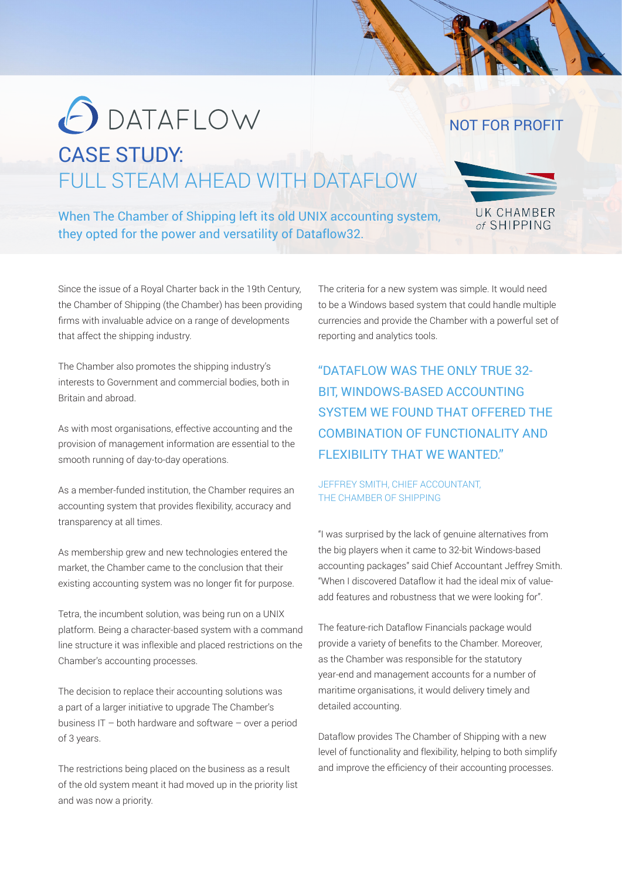DATAFLOW

NOT FOR PROFIT

# CASE STUDY: FULL STEAM AHEAD WITH DATAFLOW

When The Chamber of Shipping left its old UNIX accounting system, they opted for the power and versatility of Dataflow32.

UK CHAMBER of SHIPPING

Since the issue of a Royal Charter back in the 19th Century, the Chamber of Shipping (the Chamber) has been providing firms with invaluable advice on a range of developments that affect the shipping industry.

The Chamber also promotes the shipping industry's interests to Government and commercial bodies, both in Britain and abroad.

As with most organisations, effective accounting and the provision of management information are essential to the smooth running of day-to-day operations.

As a member-funded institution, the Chamber requires an accounting system that provides flexibility, accuracy and transparency at all times.

As membership grew and new technologies entered the market, the Chamber came to the conclusion that their existing accounting system was no longer fit for purpose.

Tetra, the incumbent solution, was being run on a UNIX platform. Being a character-based system with a command line structure it was inflexible and placed restrictions on the Chamber's accounting processes.

The decision to replace their accounting solutions was a part of a larger initiative to upgrade The Chamber's business IT – both hardware and software – over a period of 3 years.

The restrictions being placed on the business as a result of the old system meant it had moved up in the priority list and was now a priority.

The criteria for a new system was simple. It would need to be a Windows based system that could handle multiple currencies and provide the Chamber with a powerful set of reporting and analytics tools.

> "DATAFLOW WAS THE ONLY TRUE 32-BIT, WINDOWS-BASED ACCOUNTING SYSTEM WE FOUND THAT OFFERED THE COMBINATION OF FUNCTIONALITY AND FLEXIBILITY THAT WE WANTED."
>
> JEFFREY SMITH, CHIEF ACCOUNTANT, THE CHAMBER OF SHIPPING

"I was surprised by the lack of genuine alternatives from the big players when it came to 32-bit Windows-based accounting packages" said Chief Accountant Jeffrey Smith. "When I discovered Dataflow it had the ideal mix of value-add features and robustness that we were looking for".

The feature-rich Dataflow Financials package would provide a variety of benefits to the Chamber. Moreover, as the Chamber was responsible for the statutory year-end and management accounts for a number of maritime organisations, it would delivery timely and detailed accounting.

Dataflow provides The Chamber of Shipping with a new level of functionality and flexibility, helping to both simplify and improve the efficiency of their accounting processes.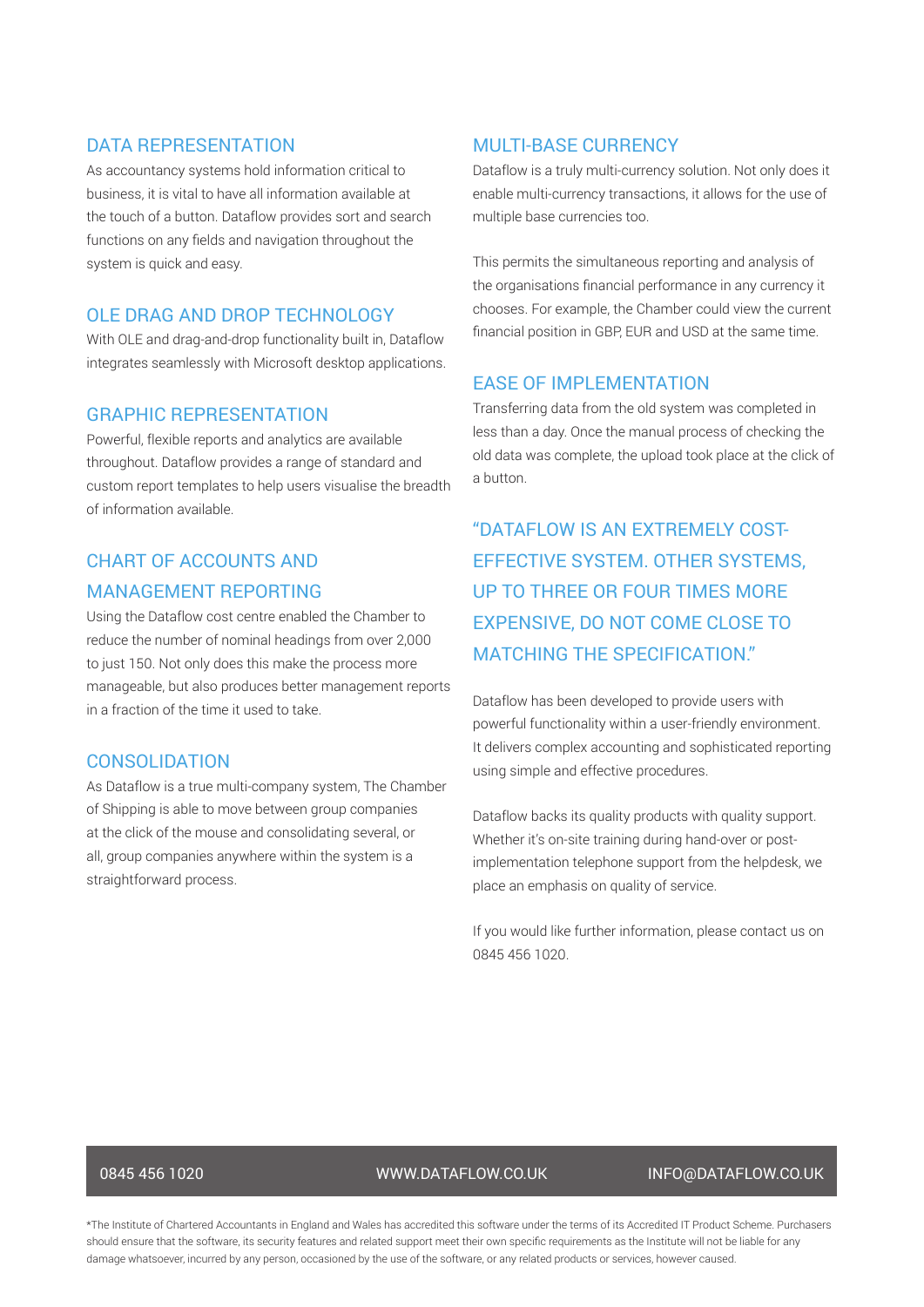## DATA REPRESENTATION

As accountancy systems hold information critical to business, it is vital to have all information available at the touch of a button. Dataflow provides sort and search functions on any fields and navigation throughout the system is quick and easy.

## OLE DRAG AND DROP TECHNOLOGY

With OLE and drag-and-drop functionality built in, Dataflow integrates seamlessly with Microsoft desktop applications.

## GRAPHIC REPRESENTATION

Powerful, flexible reports and analytics are available throughout. Dataflow provides a range of standard and custom report templates to help users visualise the breadth of information available.

## CHART OF ACCOUNTS AND MANAGEMENT REPORTING

Using the Dataflow cost centre enabled the Chamber to reduce the number of nominal headings from over 2,000 to just 150. Not only does this make the process more manageable, but also produces better management reports in a fraction of the time it used to take.

## CONSOLIDATION

As Dataflow is a true multi-company system, The Chamber of Shipping is able to move between group companies at the click of the mouse and consolidating several, or all, group companies anywhere within the system is a straightforward process.

## MULTI-BASE CURRENCY

Dataflow is a truly multi-currency solution. Not only does it enable multi-currency transactions, it allows for the use of multiple base currencies too.

This permits the simultaneous reporting and analysis of the organisations financial performance in any currency it chooses. For example, the Chamber could view the current financial position in GBP, EUR and USD at the same time.

## EASE OF IMPLEMENTATION

Transferring data from the old system was completed in less than a day. Once the manual process of checking the old data was complete, the upload took place at the click of a button.

> "DATAFLOW IS AN EXTREMELY COST-EFFECTIVE SYSTEM. OTHER SYSTEMS, UP TO THREE OR FOUR TIMES MORE EXPENSIVE, DO NOT COME CLOSE TO MATCHING THE SPECIFICATION."

Dataflow has been developed to provide users with powerful functionality within a user-friendly environment. It delivers complex accounting and sophisticated reporting using simple and effective procedures.

Dataflow backs its quality products with quality support. Whether it's on-site training during hand-over or post-implementation telephone support from the helpdesk, we place an emphasis on quality of service.

If you would like further information, please contact us on 0845 456 1020.

0845 456 1020 | WWW.DATAFLOW.CO.UK | INFO@DATAFLOW.CO.UK

*The Institute of Chartered Accountants in England and Wales has accredited this software under the terms of its Accredited IT Product Scheme. Purchasers should ensure that the software, its security features and related support meet their own specific requirements as the Institute will not be liable for any damage whatsoever, incurred by any person, occasioned by the use of the software, or any related products or services, however caused.